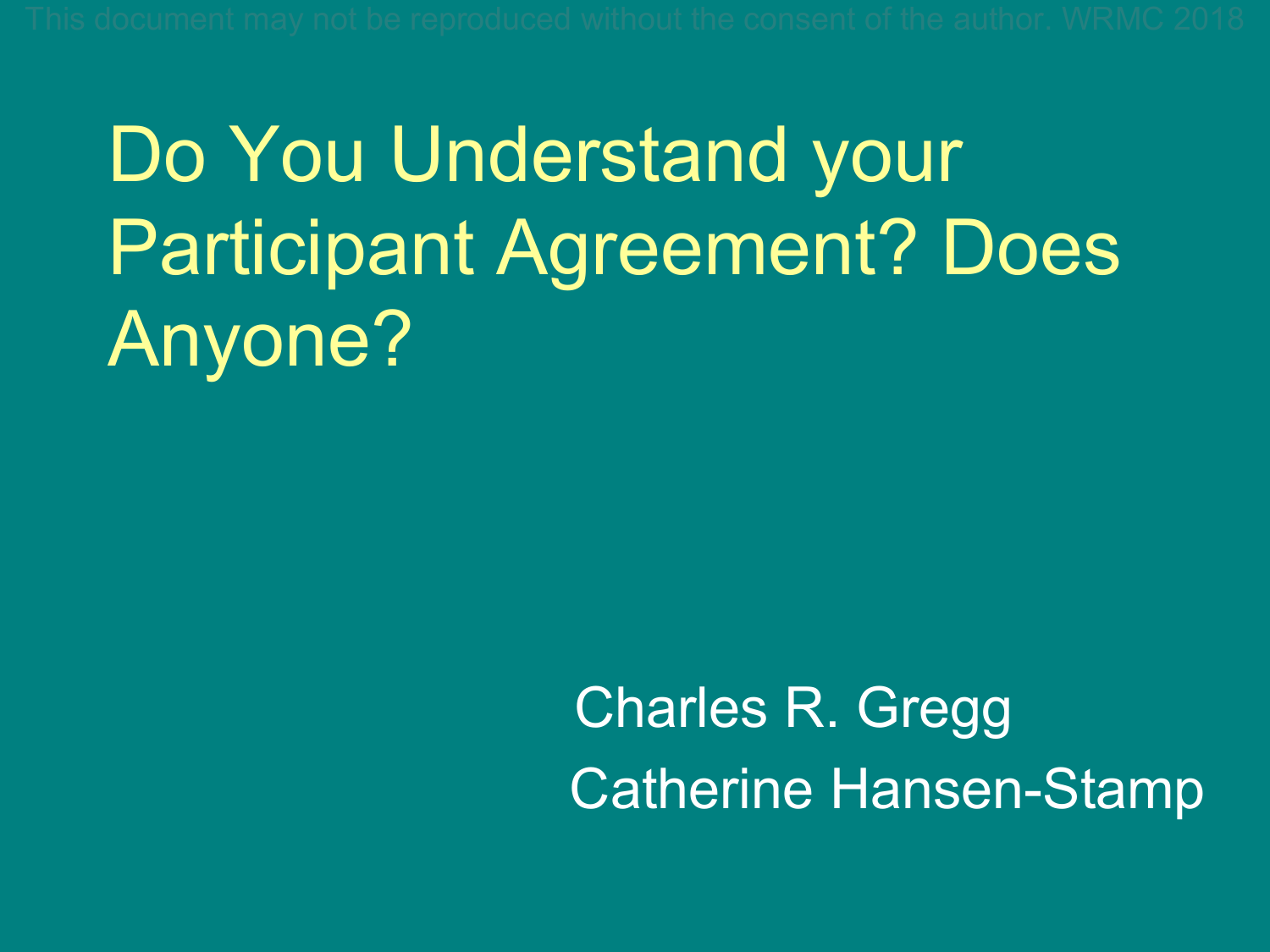This document may not be reproduced without the consent of the author. WRMC 2018

# Do You Understand your Participant Agreement? Does Anyone?

Charles R. Gregg

Catherine Hansen-Stamp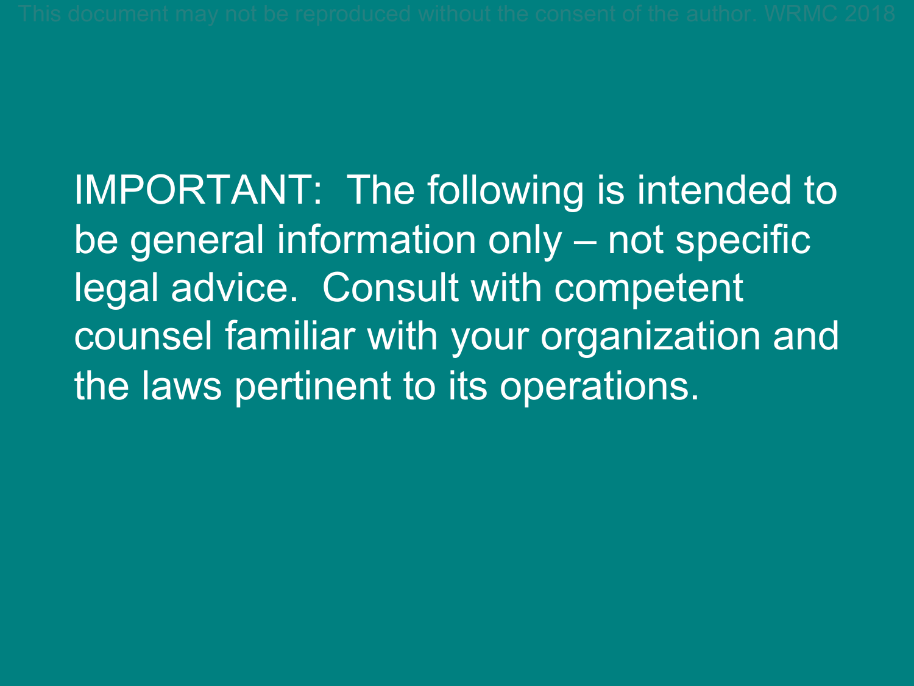IMPORTANT: The following is intended to be general information only – not specific legal advice. Consult with competent counsel familiar with your organization and the laws pertinent to its operations.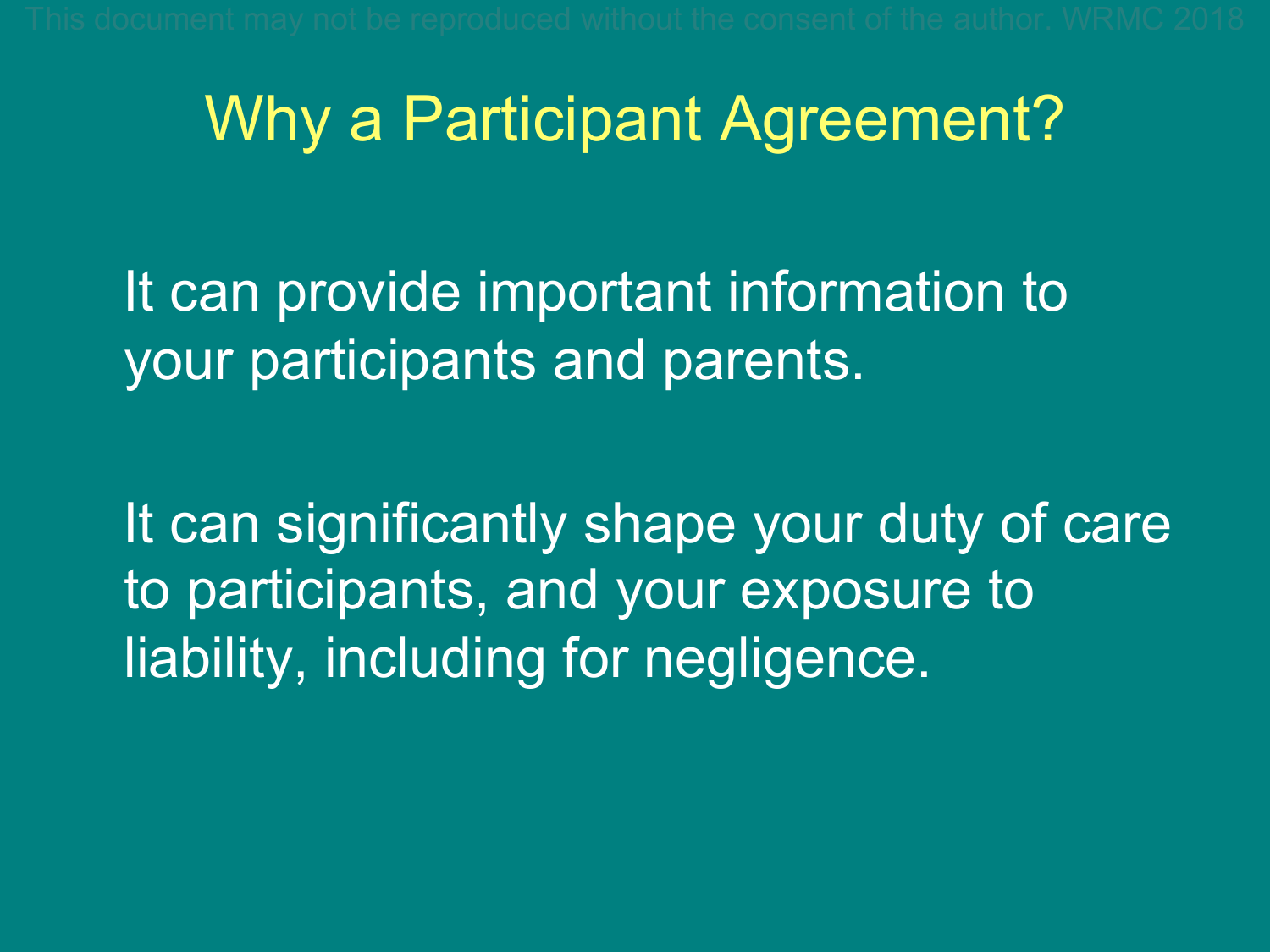# Why a Participant Agreement?

It can provide important information to your participants and parents.

It can significantly shape your duty of care to participants, and your exposure to liability, including for negligence.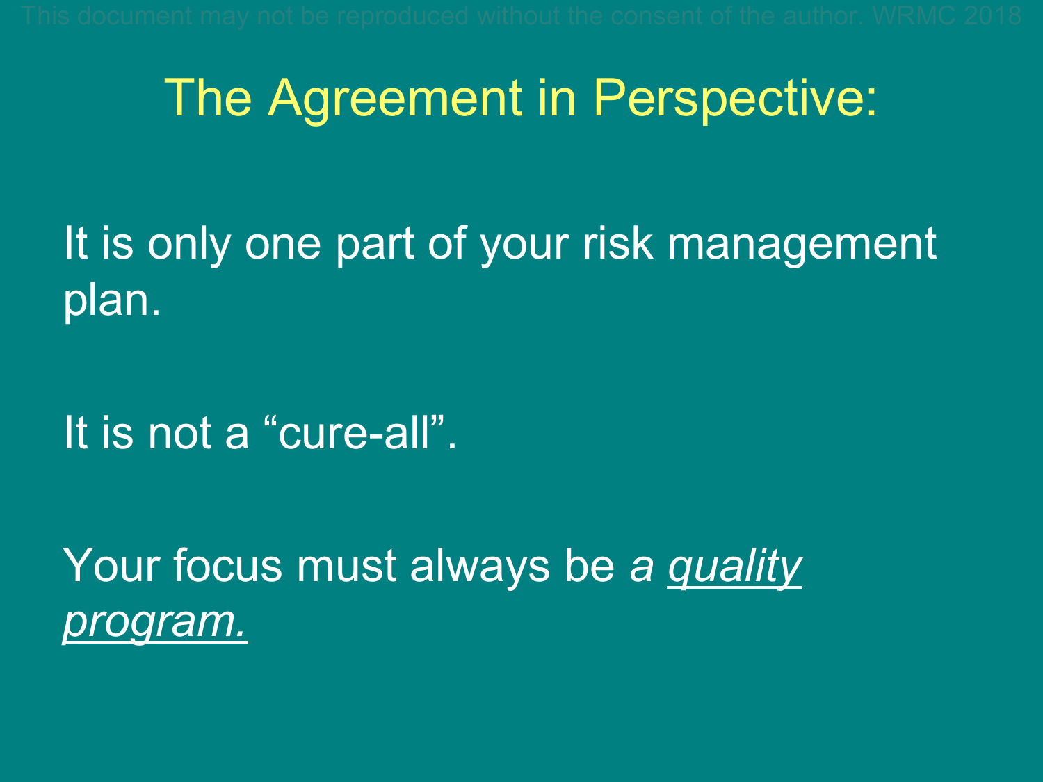# The Agreement in Perspective:

It is only one part of your risk management plan.

It is not a “cure-all”.

Your focus must always be *a quality program.*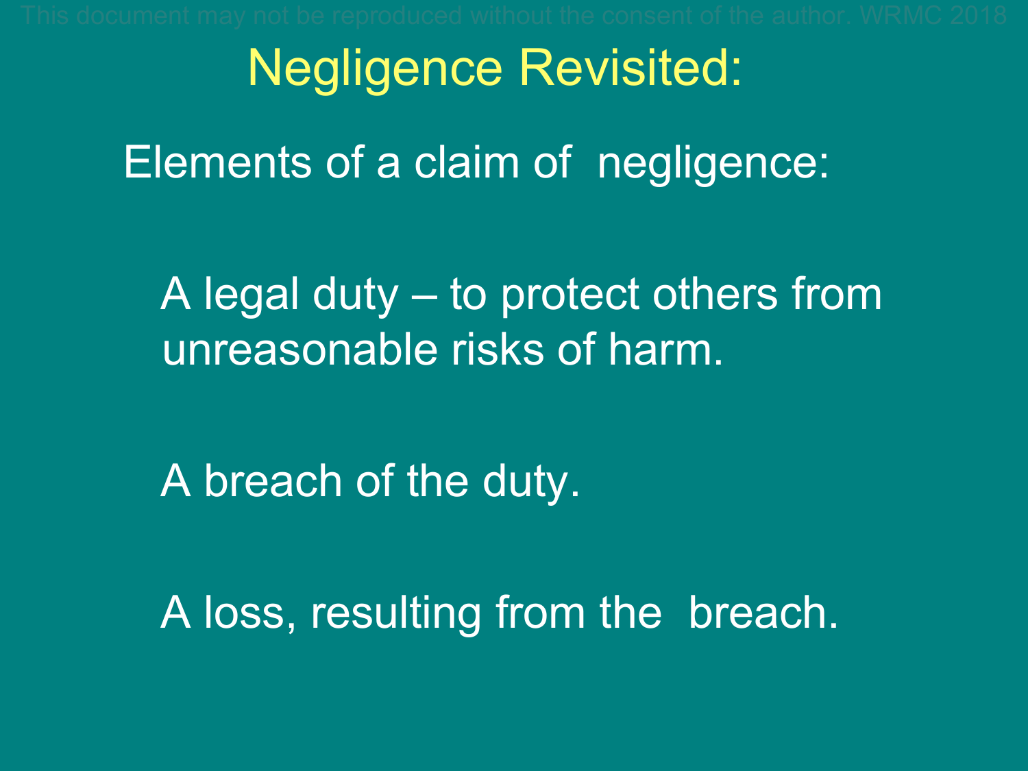# Negligence Revisited:

Elements of a claim of negligence:

- A legal duty – to protect others from unreasonable risks of harm.
- A breach of the duty.
- A loss, resulting from the breach.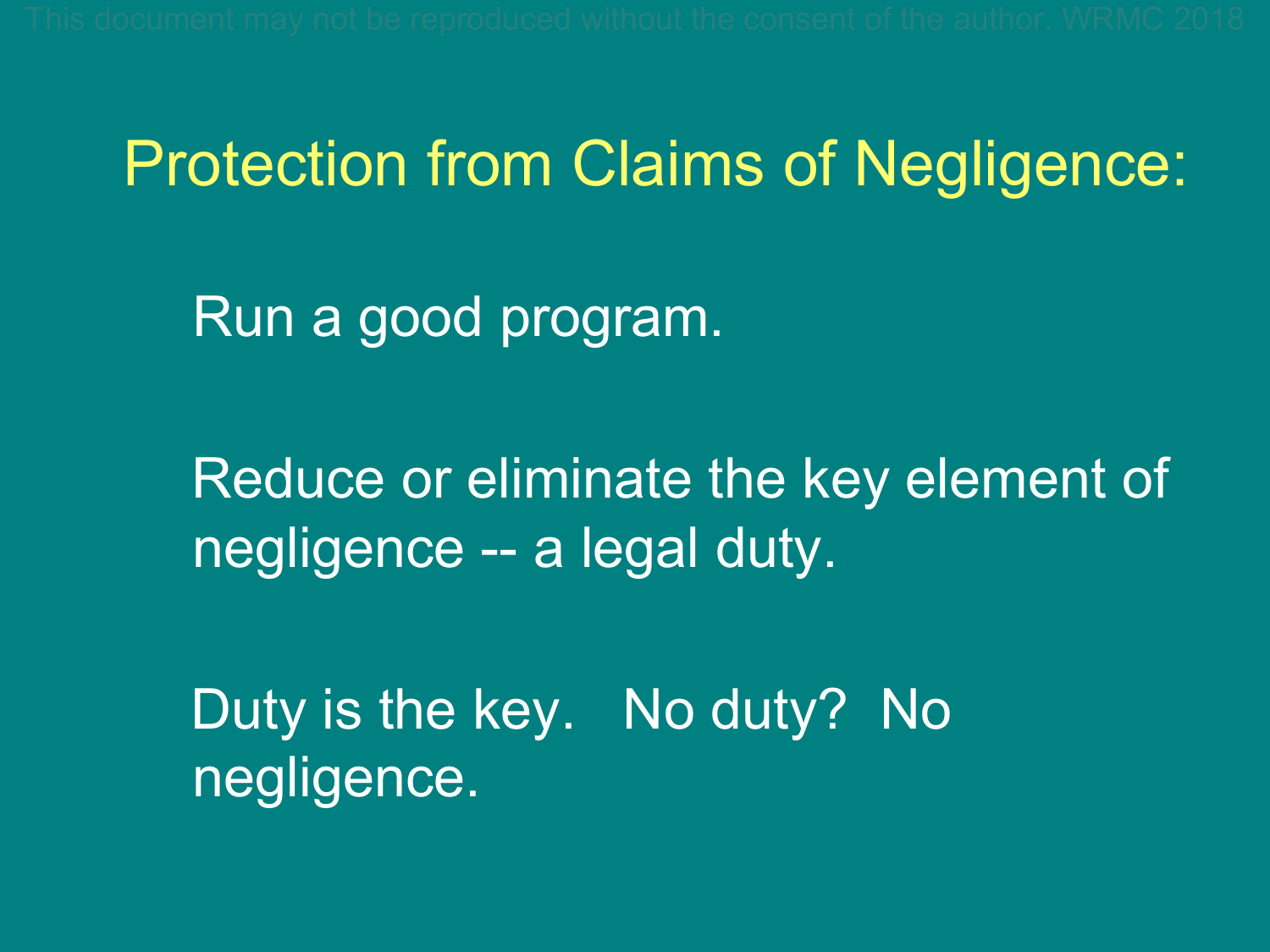# Protection from Claims of Negligence:

Run a good program.

Reduce or eliminate the key element of negligence -- a legal duty.

Duty is the key. No duty? No negligence.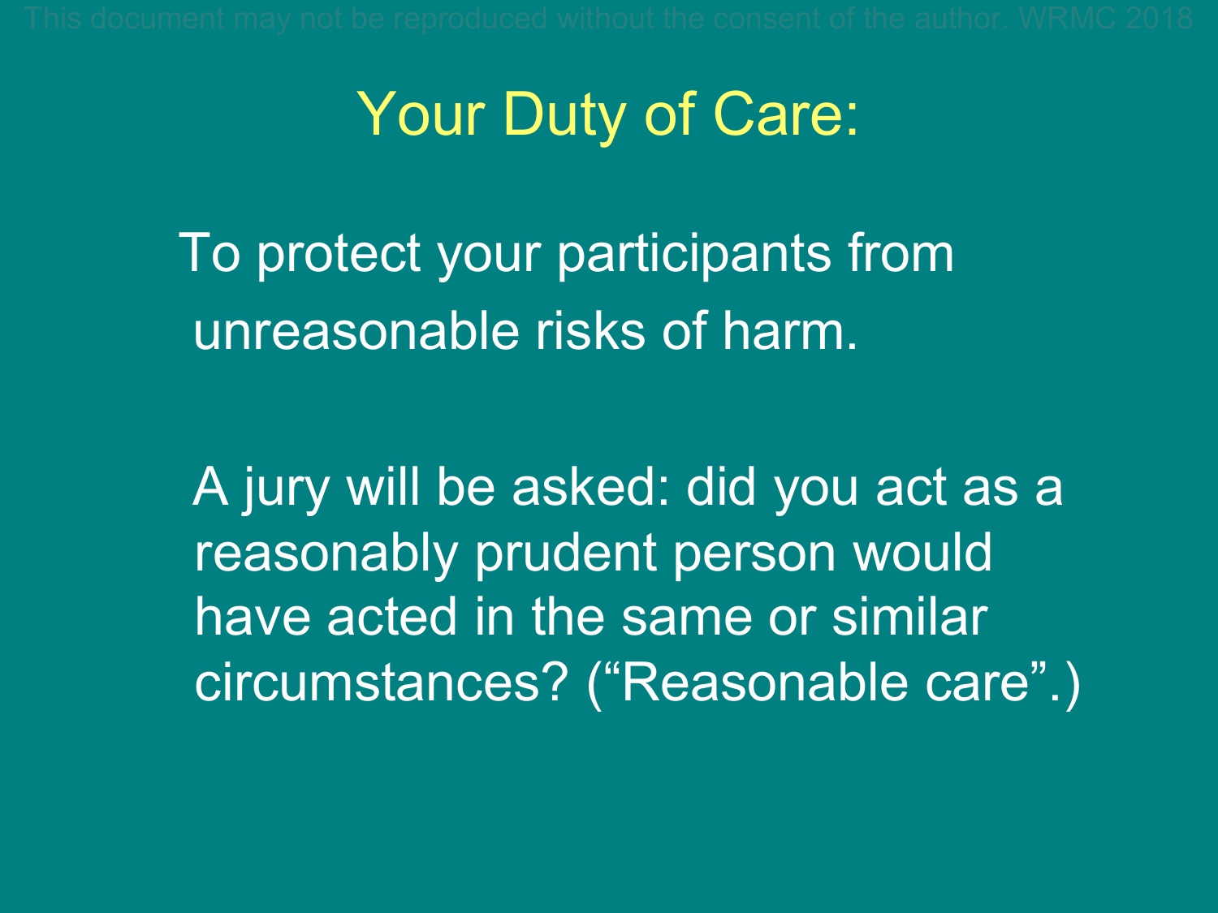# Your Duty of Care:

To protect your participants from unreasonable risks of harm.

A jury will be asked: did you act as a reasonably prudent person would have acted in the same or similar circumstances? ("Reasonable care".)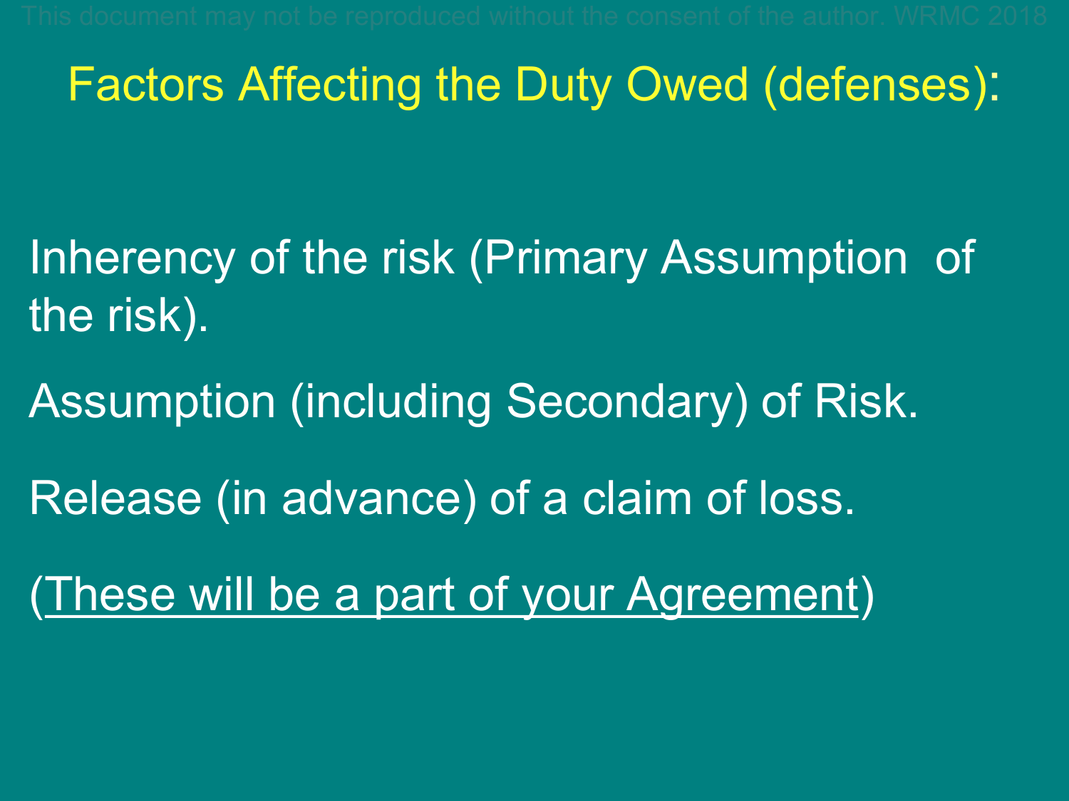# Factors Affecting the Duty Owed (defenses):

Inherency of the risk (Primary Assumption of the risk).

Assumption (including Secondary) of Risk.

Release (in advance) of a claim of loss.

(<u>These will be a part of your Agreement</u>)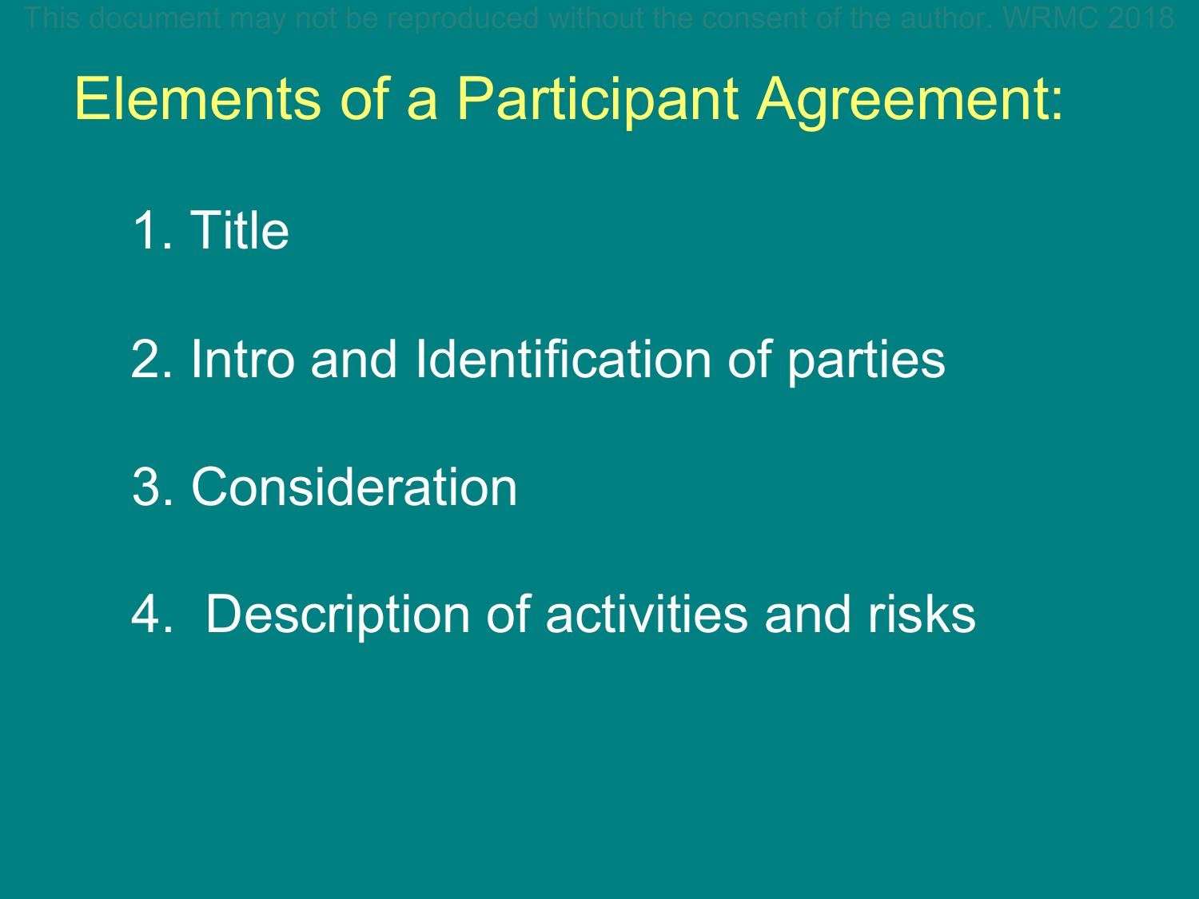# Elements of a Participant Agreement:

1. Title
2. Intro and Identification of parties
3. Consideration
4. Description of activities and risks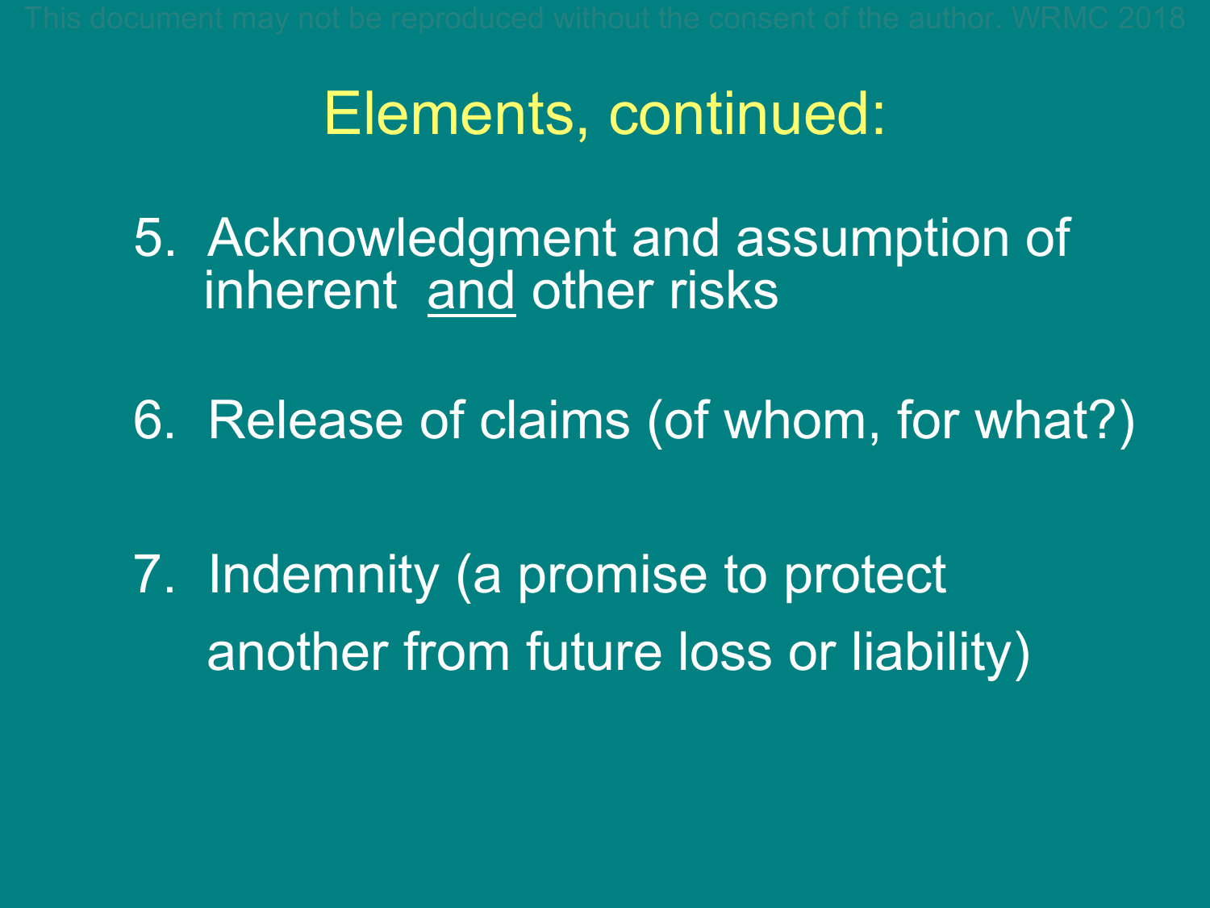# Elements, continued:

5. Acknowledgment and assumption of inherent <u>and</u> other risks

6. Release of claims (of whom, for what?)

7. Indemnity (a promise to protect another from future loss or liability)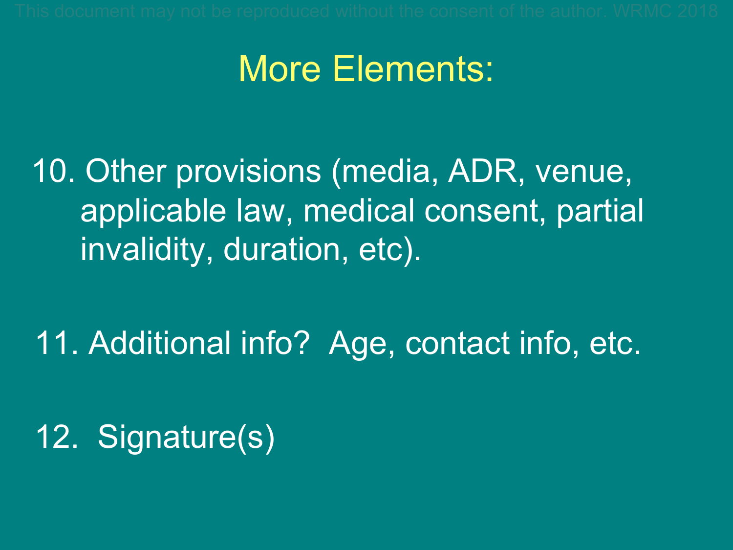# More Elements:

10. Other provisions (media, ADR, venue, applicable law, medical consent, partial invalidity, duration, etc).

11. Additional info? Age, contact info, etc.

12. Signature(s)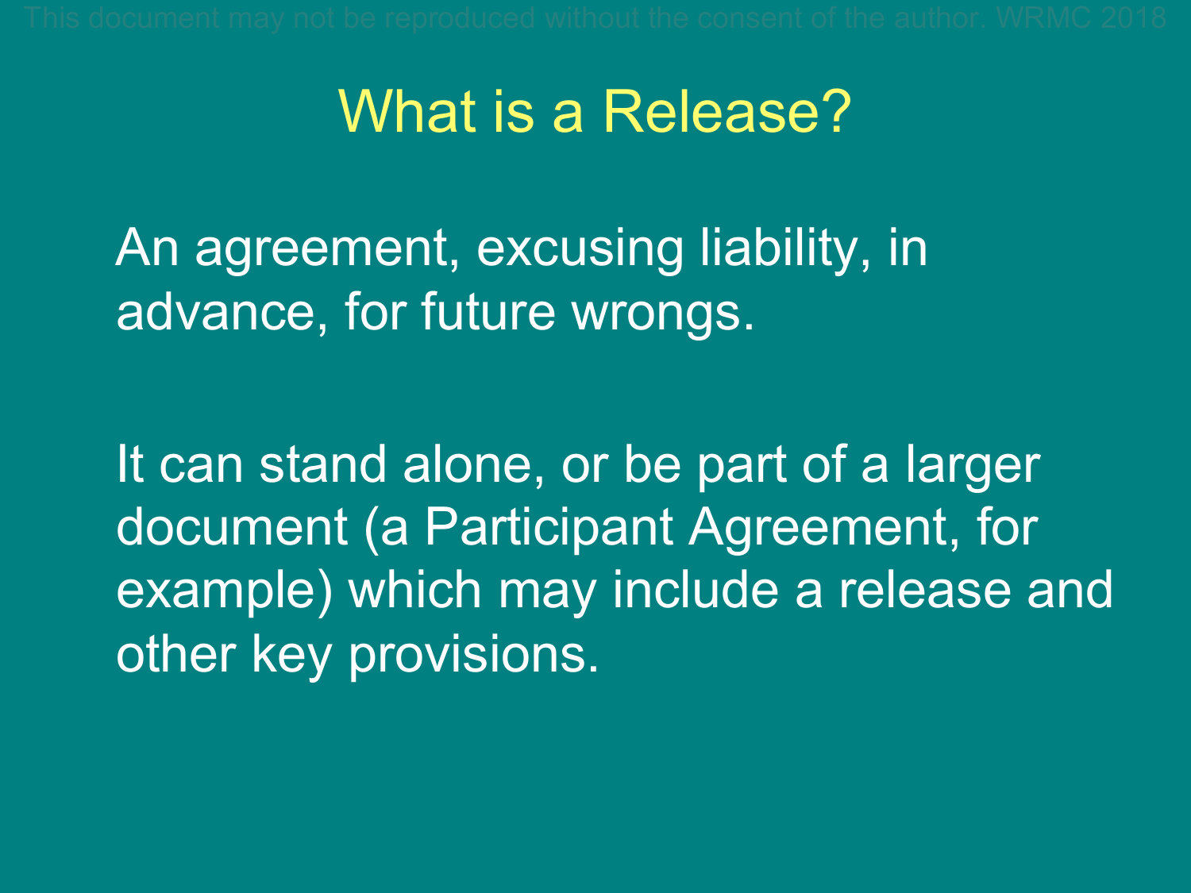# What is a Release?

An agreement, excusing liability, in advance, for future wrongs.

It can stand alone, or be part of a larger document (a Participant Agreement, for example) which may include a release and other key provisions.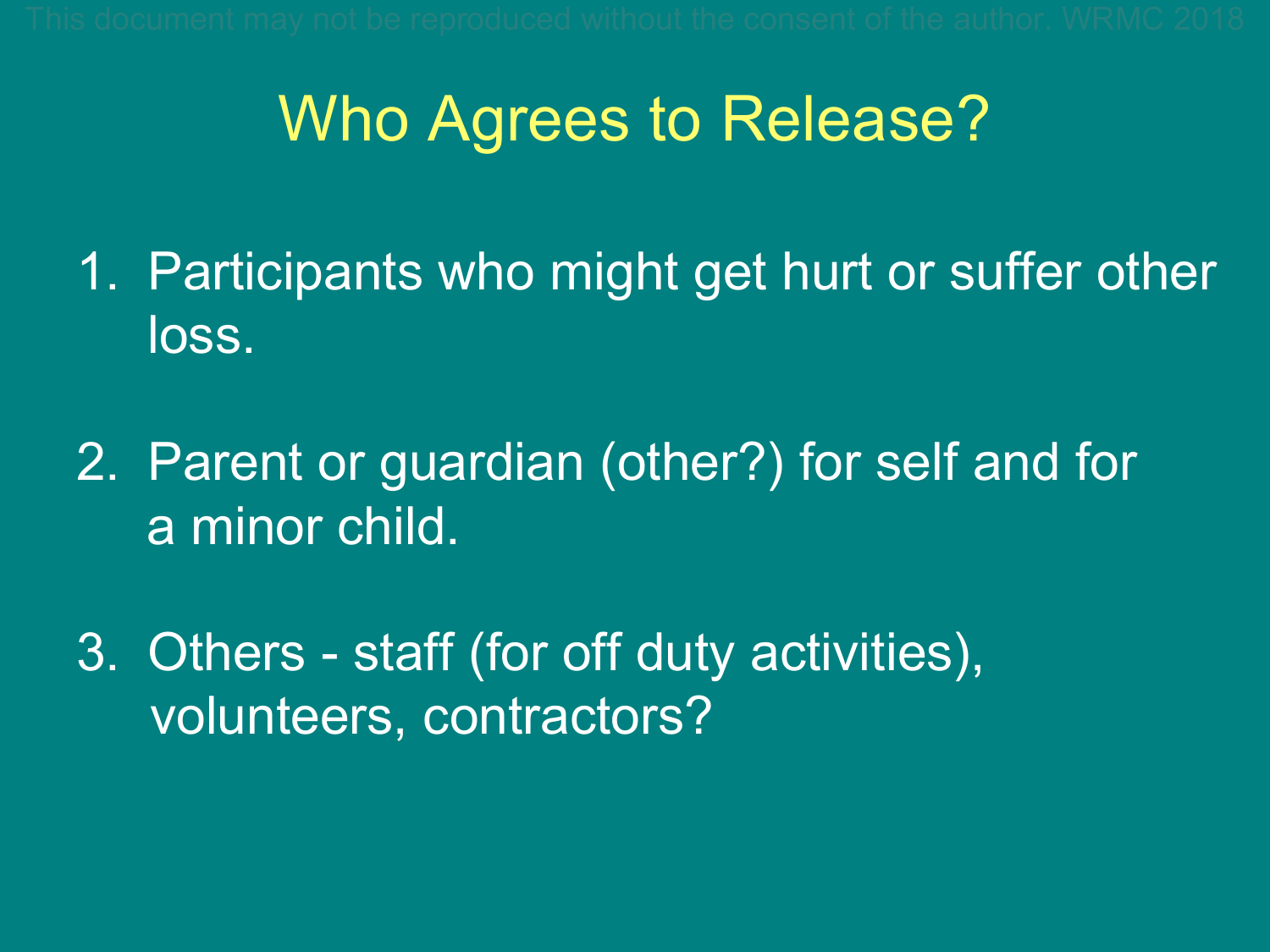# Who Agrees to Release?

1. Participants who might get hurt or suffer other loss.

2. Parent or guardian (other?) for self and for a minor child.

3. Others - staff (for off duty activities), volunteers, contractors?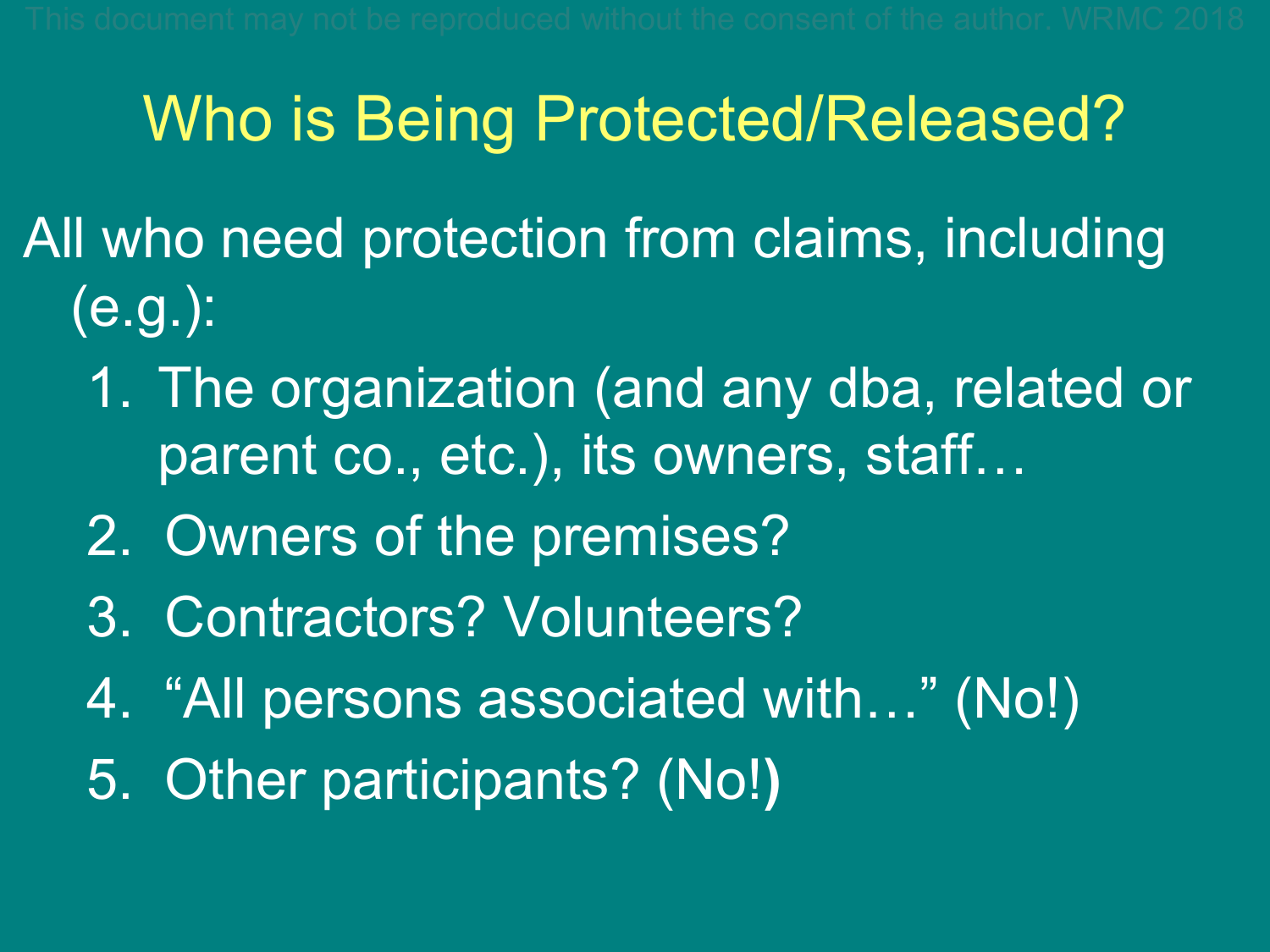# Who is Being Protected/Released?

All who need protection from claims, including (e.g.):

1. The organization (and any dba, related or parent co., etc.), its owners, staff…
2. Owners of the premises?
3. Contractors? Volunteers?
4. "All persons associated with…" (No!)
5. Other participants? (No!)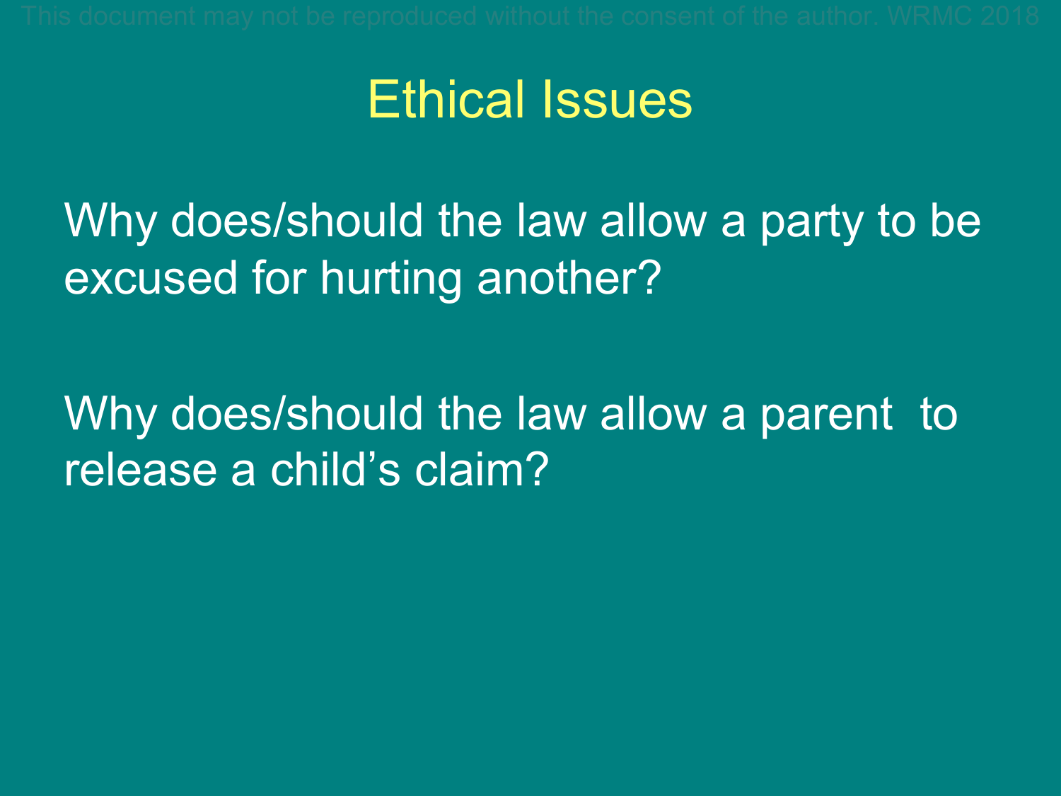# Ethical Issues

Why does/should the law allow a party to be excused for hurting another?

Why does/should the law allow a parent to release a child's claim?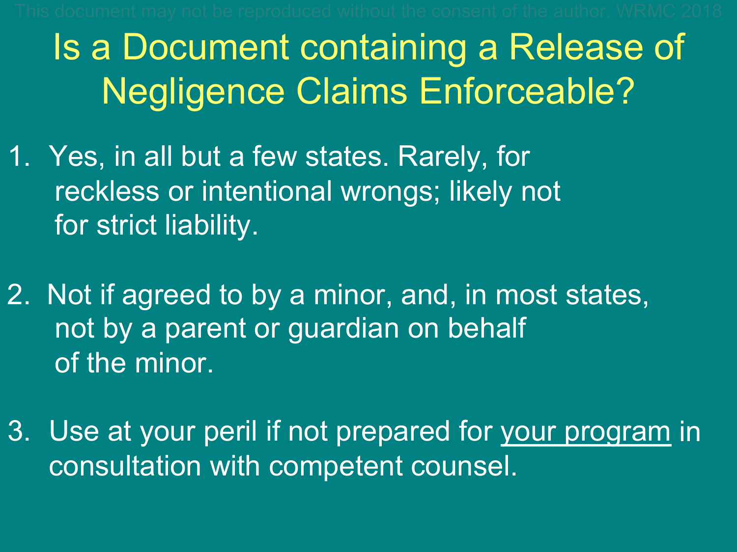# Is a Document containing a Release of Negligence Claims Enforceable?

1. Yes, in all but a few states. Rarely, for reckless or intentional wrongs; likely not for strict liability.

2. Not if agreed to by a minor, and, in most states, not by a parent or guardian on behalf of the minor.

3. Use at your peril if not prepared for <u>your program</u> in consultation with competent counsel.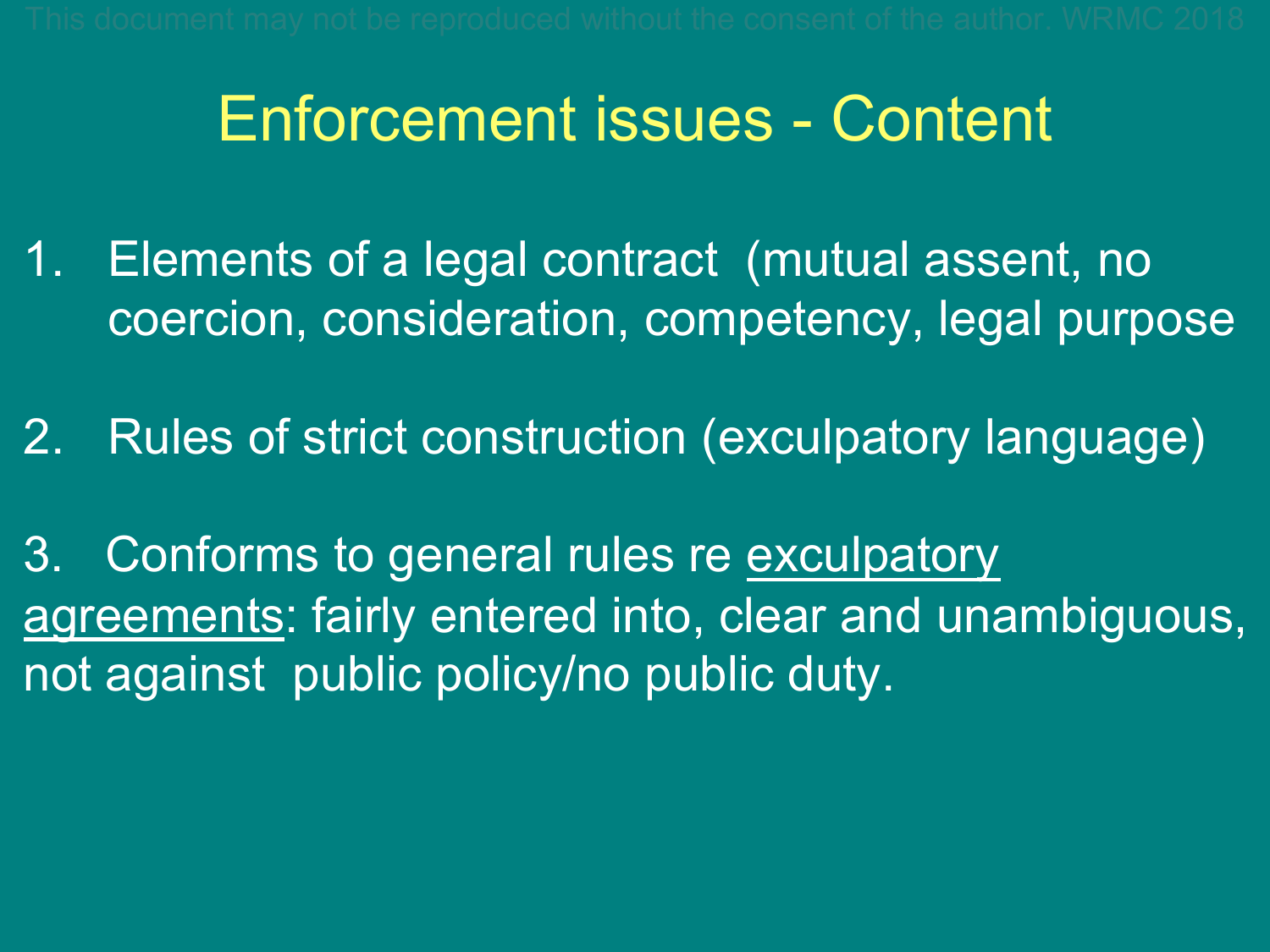# Enforcement issues - Content

1. Elements of a legal contract (mutual assent, no coercion, consideration, competency, legal purpose

2. Rules of strict construction (exculpatory language)

3. Conforms to general rules re <u>exculpatory agreements</u>: fairly entered into, clear and unambiguous, not against public policy/no public duty.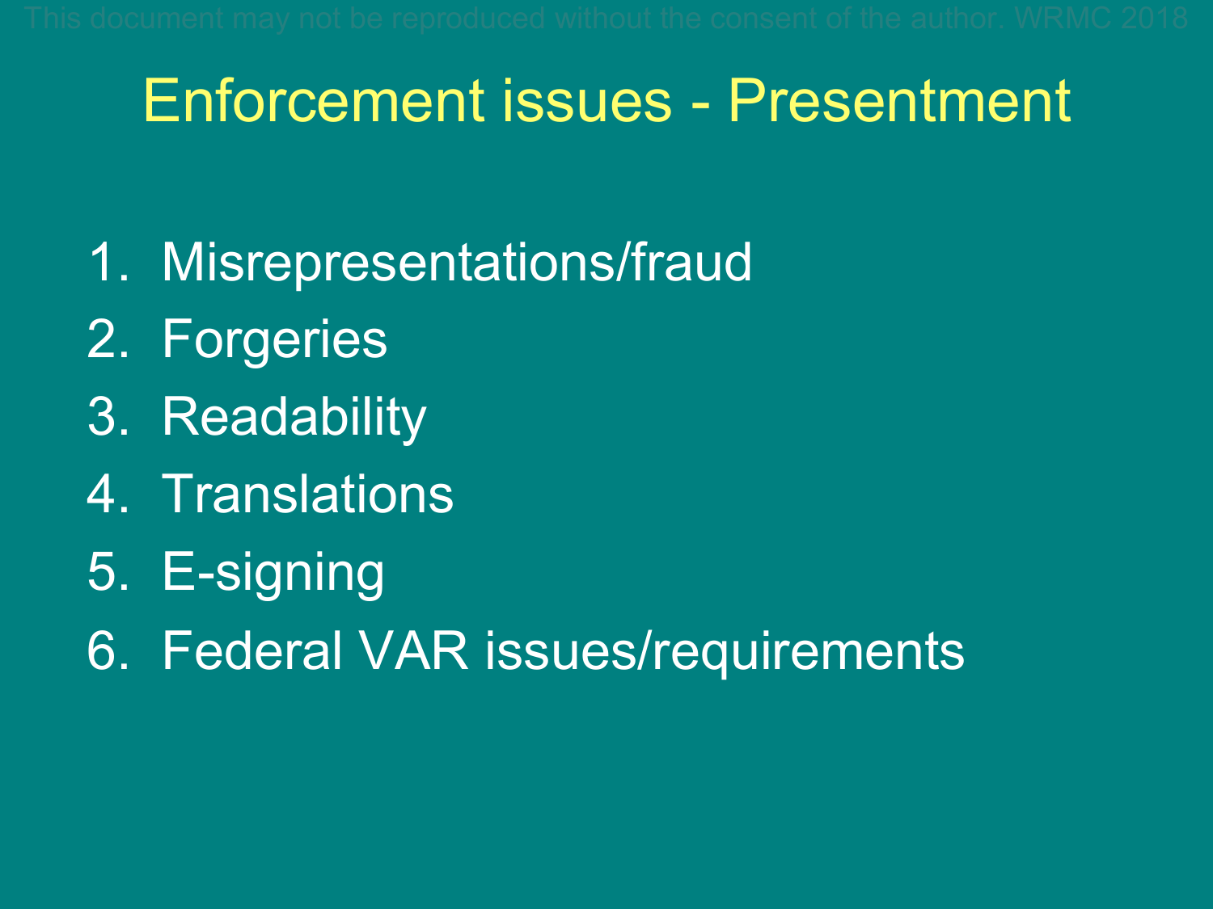# Enforcement issues - Presentment

1. Misrepresentations/fraud
2. Forgeries
3. Readability
4. Translations
5. E-signing
6. Federal VAR issues/requirements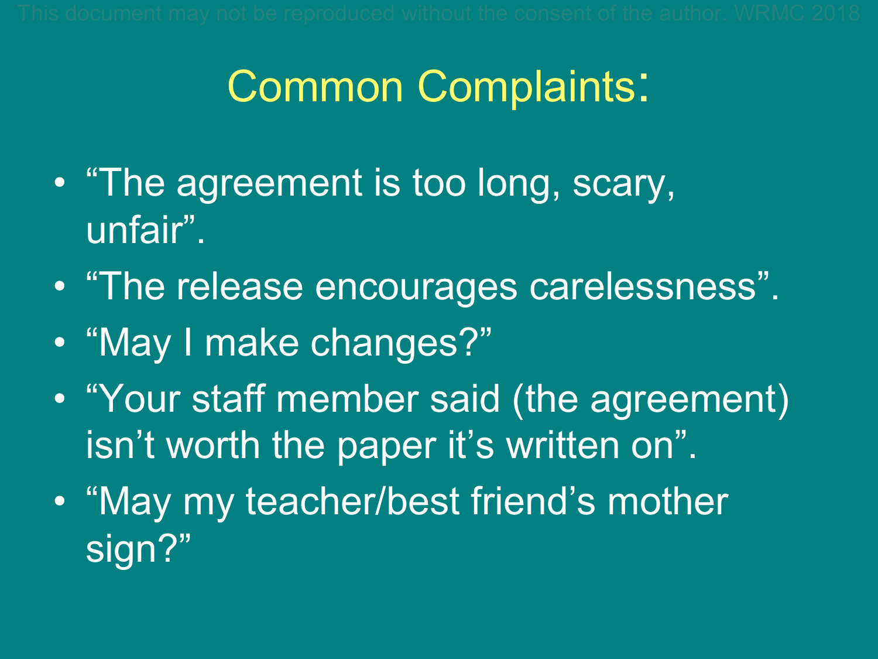# Common Complaints:

- "The agreement is too long, scary, unfair".
- "The release encourages carelessness".
- "May I make changes?"
- "Your staff member said (the agreement) isn't worth the paper it's written on".
- "May my teacher/best friend's mother sign?"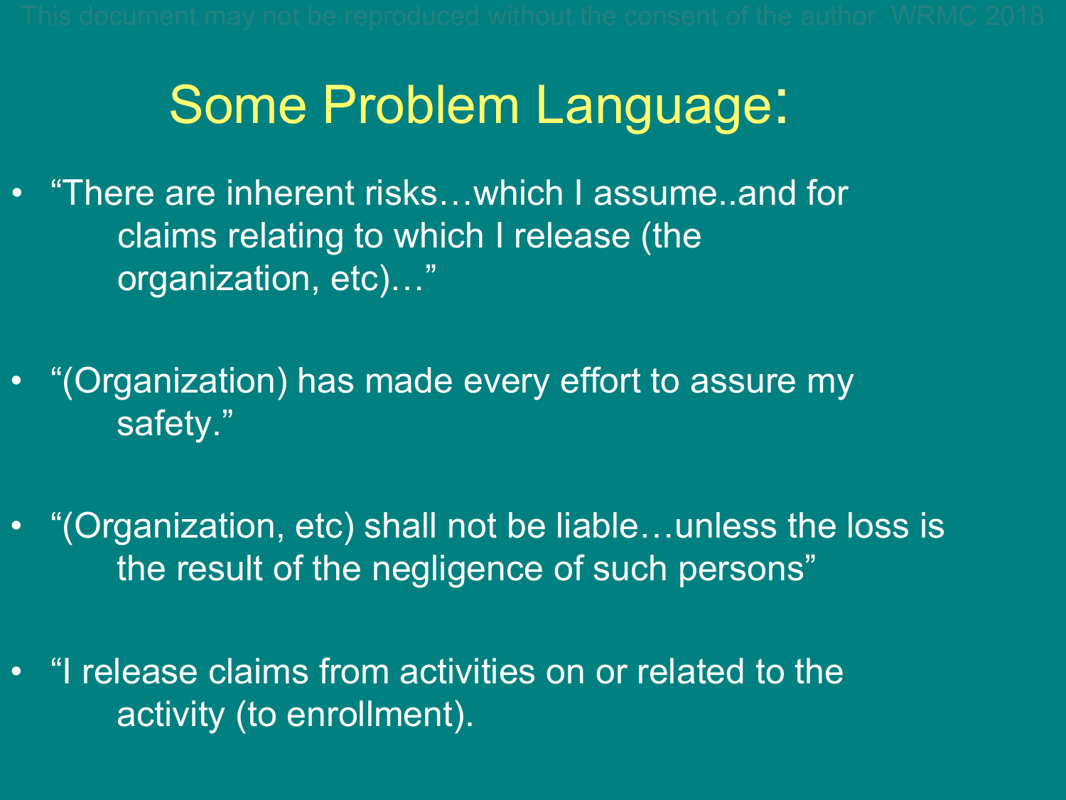# Some Problem Language:

- "There are inherent risks…which I assume..and for claims relating to which I release (the organization, etc)…"

- "(Organization) has made every effort to assure my safety."

- "(Organization, etc) shall not be liable…unless the loss is the result of the negligence of such persons"

- "I release claims from activities on or related to the activity (to enrollment).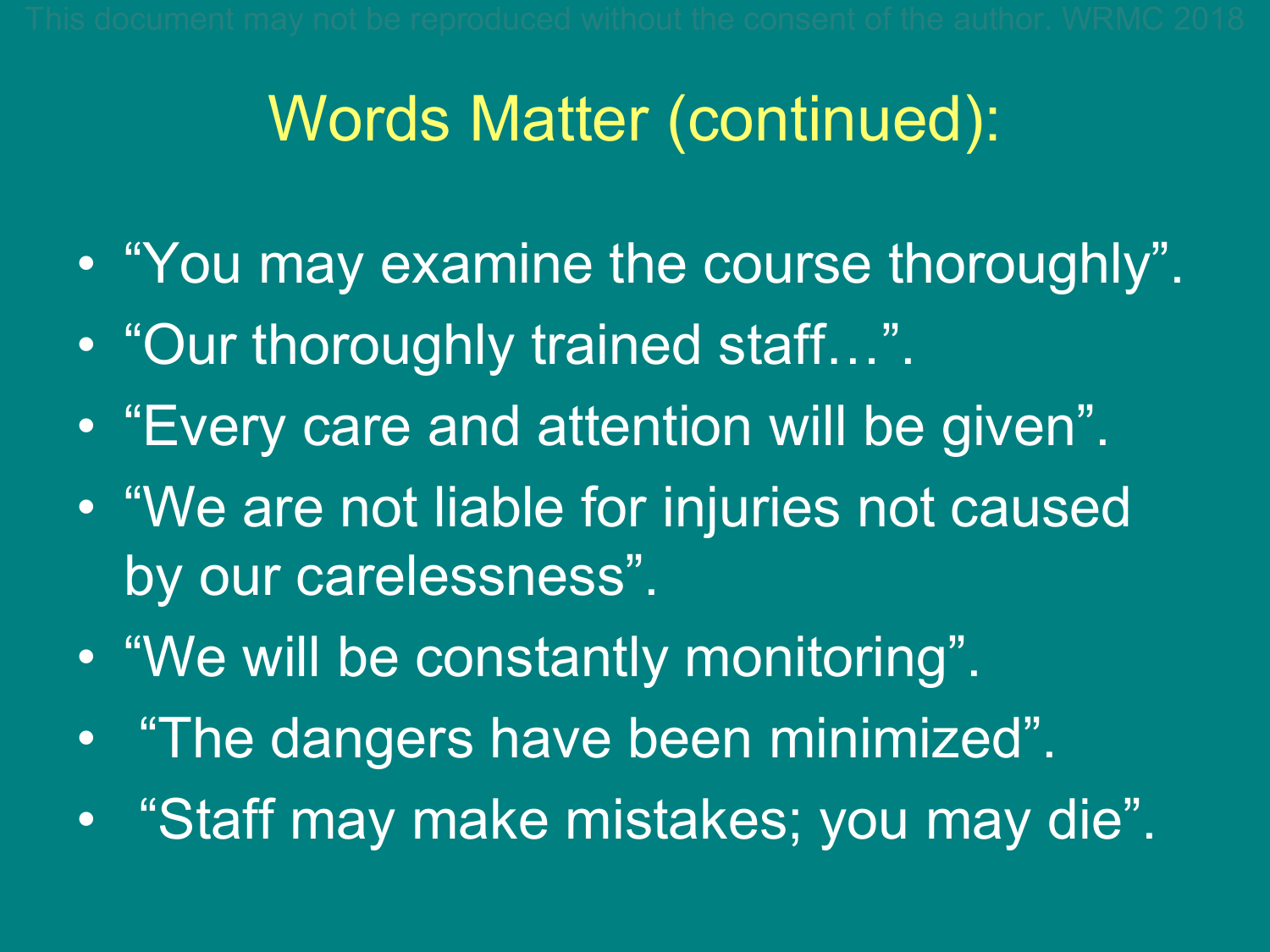# Words Matter (continued):

- “You may examine the course thoroughly”.
- “Our thoroughly trained staff…”.
- “Every care and attention will be given”.
- “We are not liable for injuries not caused by our carelessness”.
- “We will be constantly monitoring”.
- “The dangers have been minimized”.
- “Staff may make mistakes; you may die”.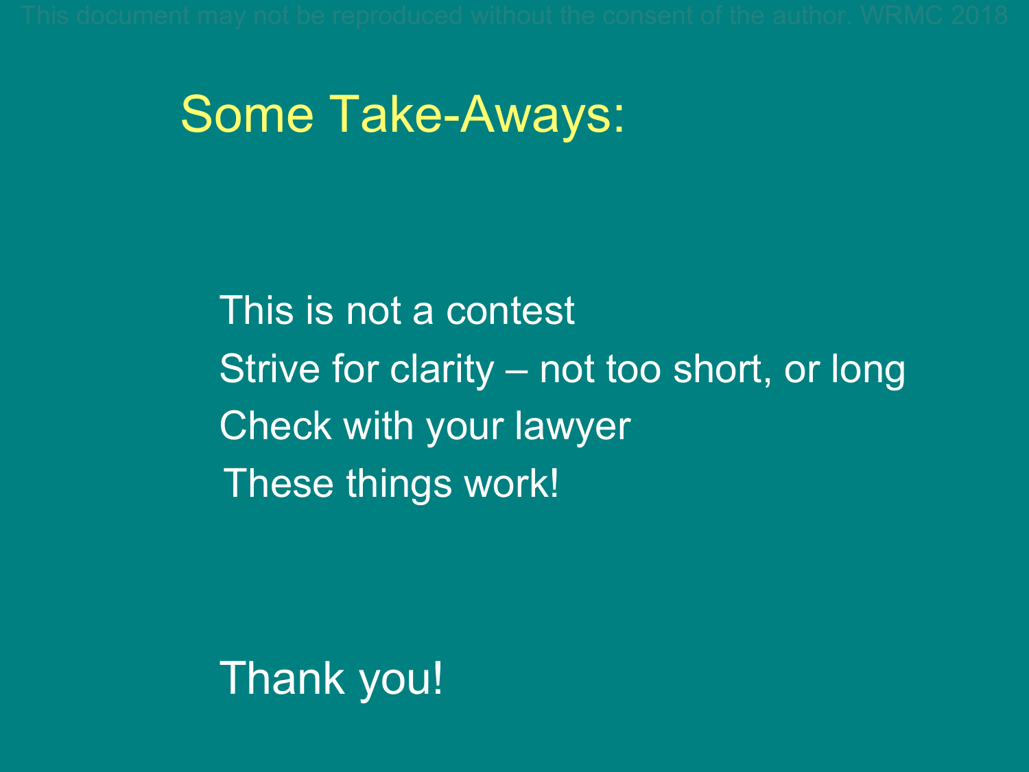# Some Take-Aways:

This is not a contest

Strive for clarity – not too short, or long

Check with your lawyer

These things work!

Thank you!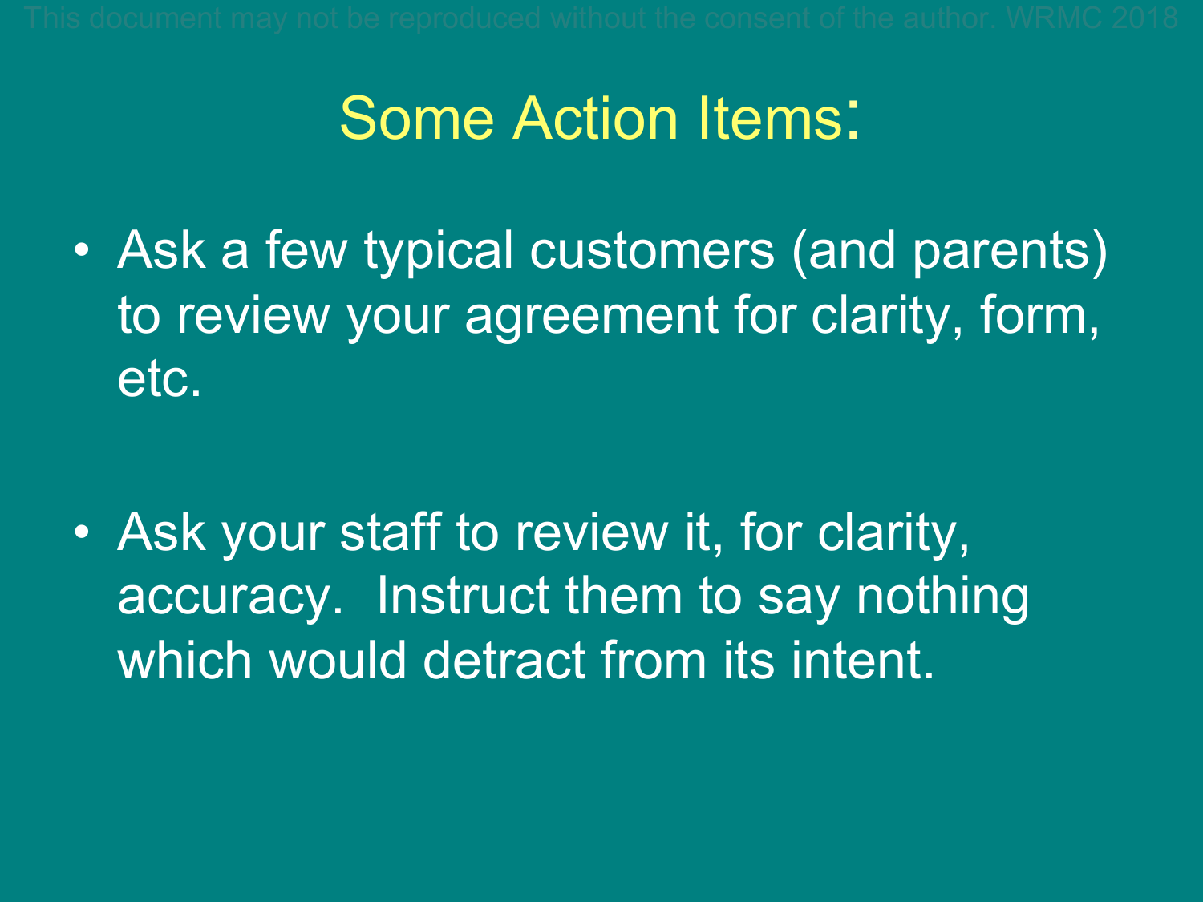# Some Action Items:

- Ask a few typical customers (and parents) to review your agreement for clarity, form, etc.

- Ask your staff to review it, for clarity, accuracy.  Instruct them to say nothing which would detract from its intent.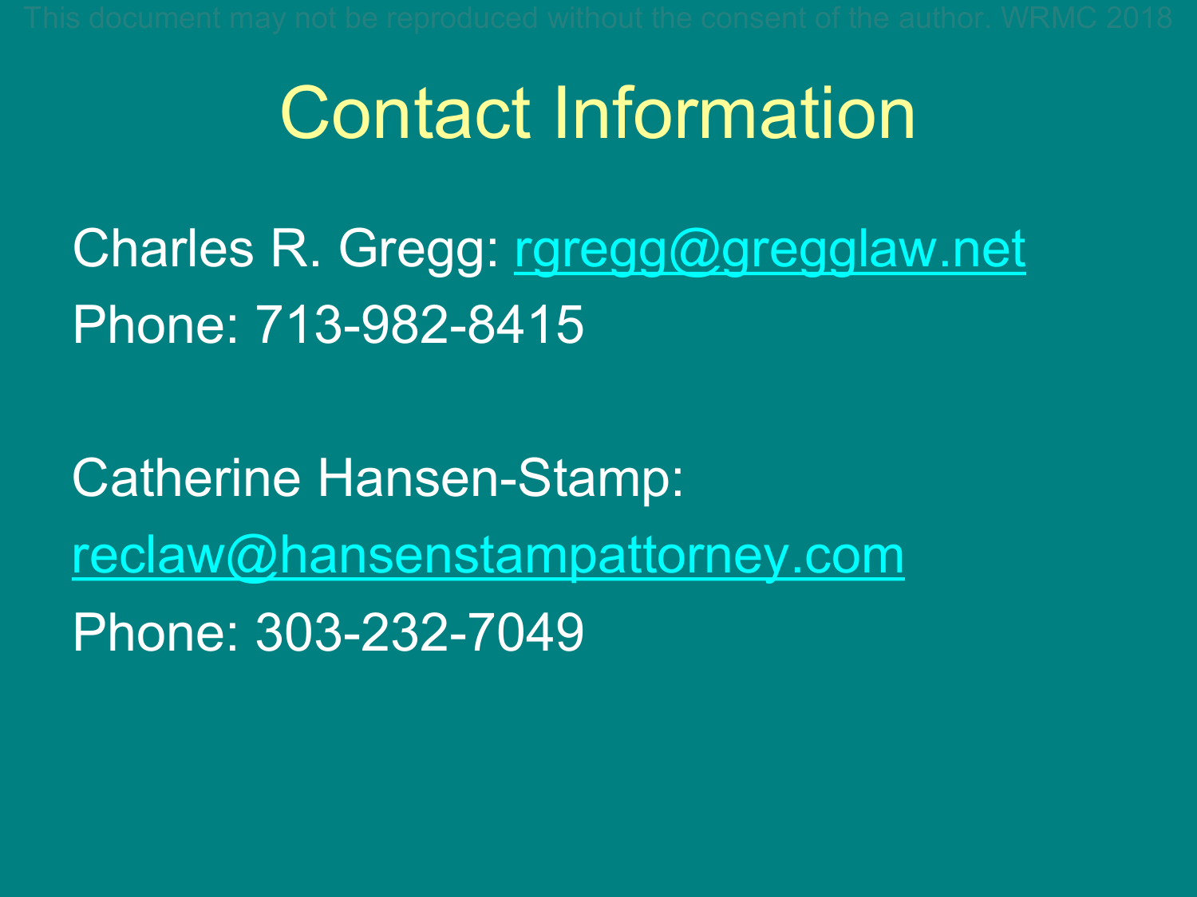# Contact Information

Charles R. Gregg: rgregg@gregglaw.net
Phone: 713-982-8415

Catherine Hansen-Stamp:
reclaw@hansenstampattorney.com
Phone: 303-232-7049